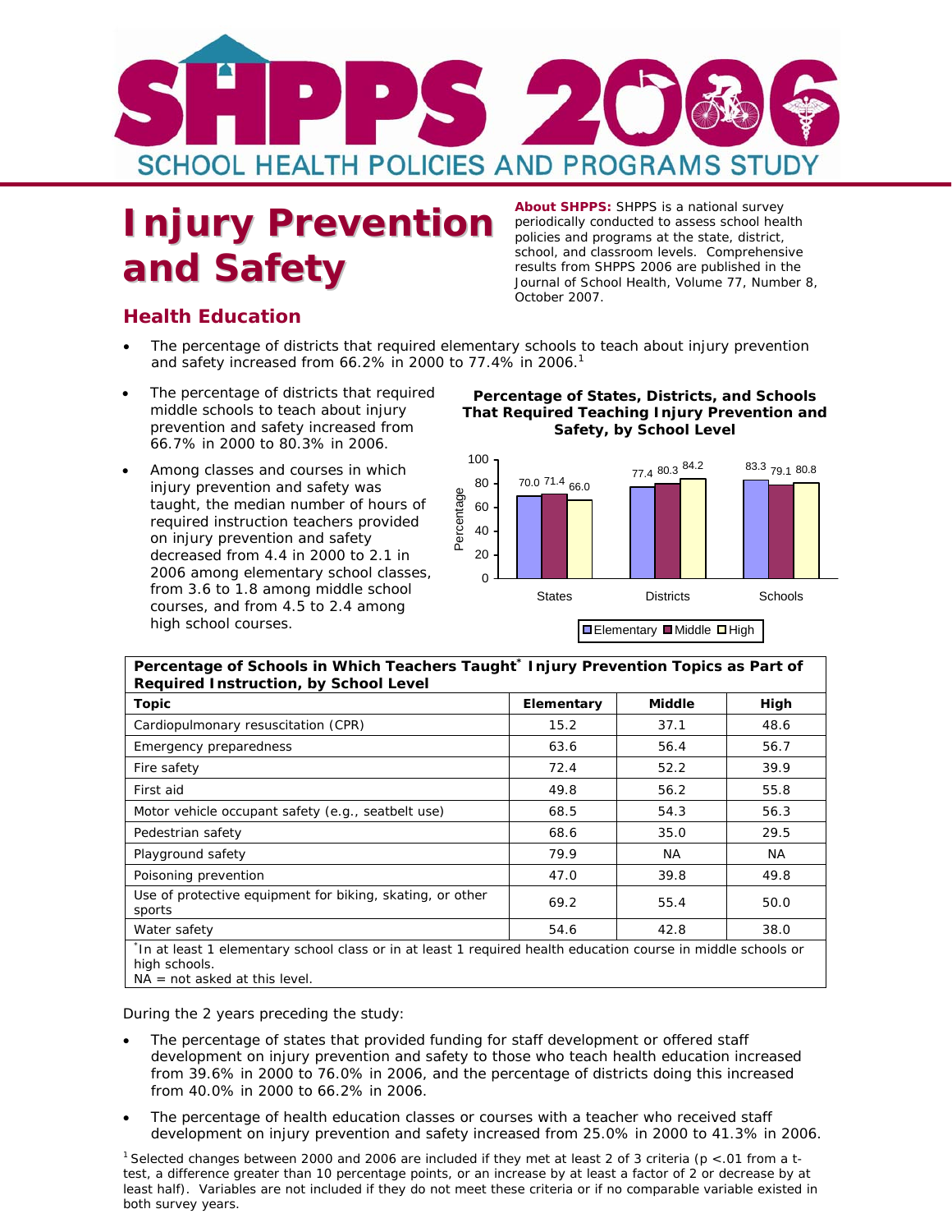# SHPPS 2006

SCHOOL HEALTH POLICIES AND PROGRAMS STUDY

# Injury Prevention and Safety

**About SHPPS:** SHPPS is a national survey periodically conducted to assess school health policies and programs at the state, district, school, and classroom levels. Comprehensive results from SHPPS 2006 are published in the Journal of School Health, Volume 77, Number 8, October 2007.

## Health Education

- The percentage of districts that required elementary schools to teach about injury prevention and safety increased from 66.2% in 2000 to 77.4% in 2006.[1]
- The percentage of districts that required middle schools to teach about injury prevention and safety increased from 66.7% in 2000 to 80.3% in 2006.
- Among classes and courses in which injury prevention and safety was taught, the median number of hours of required instruction teachers provided on injury prevention and safety decreased from 4.4 in 2000 to 2.1 in 2006 among elementary school classes, from 3.6 to 1.8 among middle school courses, and from 4.5 to 2.4 among high school courses.

**Percentage of States, Districts, and Schools That Required Teaching Injury Prevention and Safety, by School Level**

| | Elementary | Middle | High |
|---|---|---|---|
| States | 70.0 | 71.4 | 66.0 |
| Districts | 77.4 | 80.3 | 84.2 |
| Schools | 83.3 | 79.1 | 80.8 |

**Percentage of Schools in Which Teachers Taught* Injury Prevention Topics as Part of Required Instruction, by School Level**

| Topic | Elementary | Middle | High |
|---|---|---|---|
| Cardiopulmonary resuscitation (CPR) | 15.2 | 37.1 | 48.6 |
| Emergency preparedness | 63.6 | 56.4 | 56.7 |
| Fire safety | 72.4 | 52.2 | 39.9 |
| First aid | 49.8 | 56.2 | 55.8 |
| Motor vehicle occupant safety (e.g., seatbelt use) | 68.5 | 54.3 | 56.3 |
| Pedestrian safety | 68.6 | 35.0 | 29.5 |
| Playground safety | 79.9 | NA | NA |
| Poisoning prevention | 47.0 | 39.8 | 49.8 |
| Use of protective equipment for biking, skating, or other sports | 69.2 | 55.4 | 50.0 |
| Water safety | 54.6 | 42.8 | 38.0 |

*In at least 1 elementary school class or in at least 1 required health education course in middle schools or high schools.
NA = not asked at this level.

During the 2 years preceding the study:

- The percentage of states that provided funding for staff development or offered staff development on injury prevention and safety to those who teach health education increased from 39.6% in 2000 to 76.0% in 2006, and the percentage of districts doing this increased from 40.0% in 2000 to 66.2% in 2006.
- The percentage of health education classes or courses with a teacher who received staff development on injury prevention and safety increased from 25.0% in 2000 to 41.3% in 2006.

[1] Selected changes between 2000 and 2006 are included if they met at least 2 of 3 criteria ($p < .01$ from a t-test, a difference greater than 10 percentage points, or an increase by at least a factor of 2 or decrease by at least half). Variables are not included if they do not meet these criteria or if no comparable variable existed in both survey years.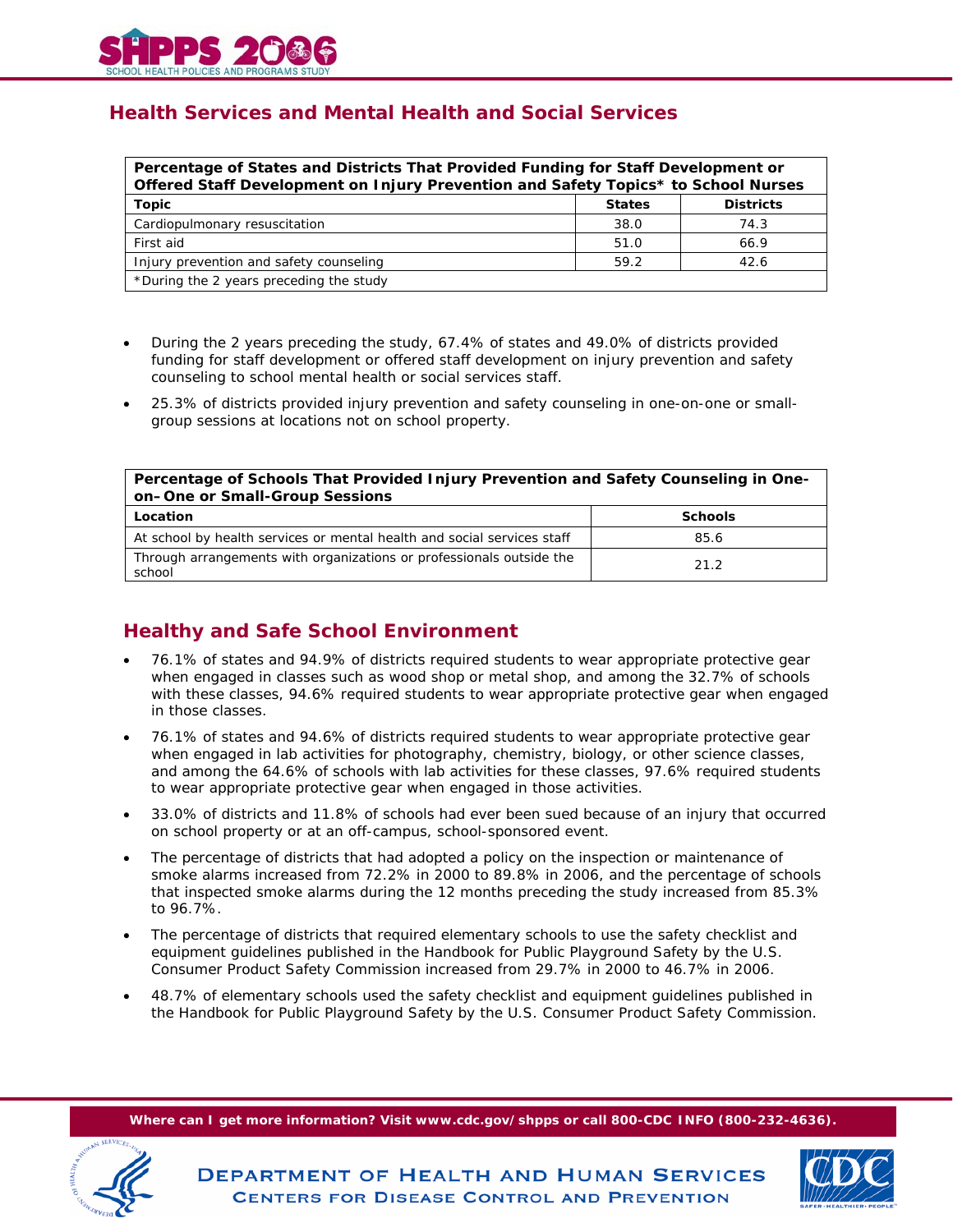## Health Services and Mental Health and Social Services

| Percentage of States and Districts That Provided Funding for Staff Development or Offered Staff Development on Injury Prevention and Safety Topics* to School Nurses | | |
|---|---|---|
| **Topic** | **States** | **Districts** |
| Cardiopulmonary resuscitation | 38.0 | 74.3 |
| First aid | 51.0 | 66.9 |
| Injury prevention and safety counseling | 59.2 | 42.6 |
| *During the 2 years preceding the study | | |

- During the 2 years preceding the study, 67.4% of states and 49.0% of districts provided funding for staff development or offered staff development on injury prevention and safety counseling to school mental health or social services staff.
- 25.3% of districts provided injury prevention and safety counseling in one-on-one or small-group sessions at locations not on school property.

| Percentage of Schools That Provided Injury Prevention and Safety Counseling in One-on–One or Small-Group Sessions | |
|---|---|
| **Location** | **Schools** |
| At school by health services or mental health and social services staff | 85.6 |
| Through arrangements with organizations or professionals outside the school | 21.2 |

## Healthy and Safe School Environment

- 76.1% of states and 94.9% of districts required students to wear appropriate protective gear when engaged in classes such as wood shop or metal shop, and among the 32.7% of schools with these classes, 94.6% required students to wear appropriate protective gear when engaged in those classes.
- 76.1% of states and 94.6% of districts required students to wear appropriate protective gear when engaged in lab activities for photography, chemistry, biology, or other science classes, and among the 64.6% of schools with lab activities for these classes, 97.6% required students to wear appropriate protective gear when engaged in those activities.
- 33.0% of districts and 11.8% of schools had ever been sued because of an injury that occurred on school property or at an off-campus, school-sponsored event.
- The percentage of districts that had adopted a policy on the inspection or maintenance of smoke alarms increased from 72.2% in 2000 to 89.8% in 2006, and the percentage of schools that inspected smoke alarms during the 12 months preceding the study increased from 85.3% to 96.7%.
- The percentage of districts that required elementary schools to use the safety checklist and equipment guidelines published in the Handbook for Public Playground Safety by the U.S. Consumer Product Safety Commission increased from 29.7% in 2000 to 46.7% in 2006.
- 48.7% of elementary schools used the safety checklist and equipment guidelines published in the Handbook for Public Playground Safety by the U.S. Consumer Product Safety Commission.

**Where can I get more information? Visit www.cdc.gov/shpps or call 800-CDC INFO (800-232-4636).**

DEPARTMENT OF HEALTH AND HUMAN SERVICES
CENTERS FOR DISEASE CONTROL AND PREVENTION